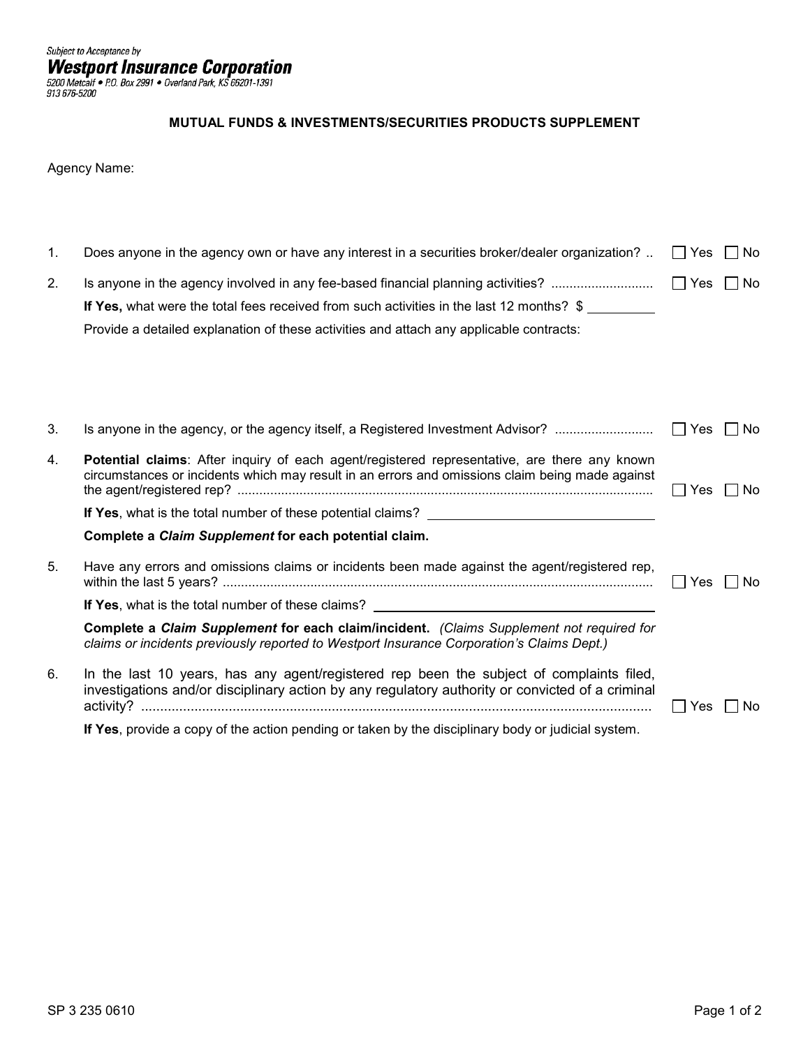Subject to Acceptance by

**Westport Insurance Corporation**

5200 Metcalf • P.O. Box 2991 • Overland Park, KS 66201-1391
913 676-5200

## MUTUAL FUNDS & INVESTMENTS/SECURITIES PRODUCTS SUPPLEMENT

Agency Name:

1. Does anyone in the agency own or have any interest in a securities broker/dealer organization? .. ☐ Yes ☐ No

2. Is anyone in the agency involved in any fee-based financial planning activities? ........................... ☐ Yes ☐ No

   **If Yes,** what were the total fees received from such activities in the last 12 months? $ __________

   Provide a detailed explanation of these activities and attach any applicable contracts:

3. Is anyone in the agency, or the agency itself, a Registered Investment Advisor? .......................... ☐ Yes ☐ No

4. **Potential claims**: After inquiry of each agent/registered representative, are there any known circumstances or incidents which may result in an errors and omissions claim being made against the agent/registered rep? ................................................................................................................ ☐ Yes ☐ No

   **If Yes**, what is the total number of these potential claims? ______________________________

   **Complete a *Claim Supplement* for each potential claim.**

5. Have any errors and omissions claims or incidents been made against the agent/registered rep, within the last 5 years? .................................................................................................................... ☐ Yes ☐ No

   **If Yes**, what is the total number of these claims? ______________________________________

   **Complete a *Claim Supplement* for each claim/incident.** *(Claims Supplement not required for claims or incidents previously reported to Westport Insurance Corporation's Claims Dept.)*

6. In the last 10 years, has any agent/registered rep been the subject of complaints filed, investigations and/or disciplinary action by any regulatory authority or convicted of a criminal activity? ........................................................................................................................................ ☐ Yes ☐ No

   **If Yes**, provide a copy of the action pending or taken by the disciplinary body or judicial system.

SP 3 235 0610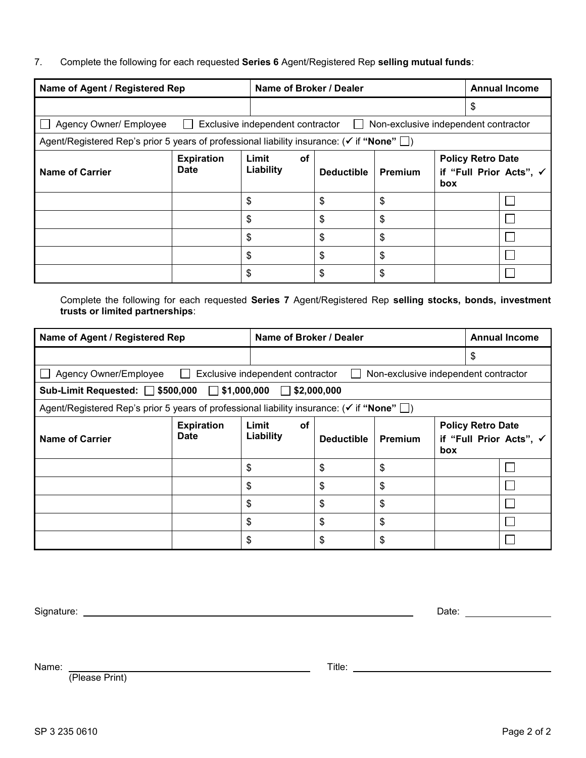7. Complete the following for each requested **Series 6** Agent/Registered Rep **selling mutual funds**:

| **Name of Agent / Registered Rep** | **Name of Broker / Dealer** | **Annual Income** |
|---|---|---|
| | | $ |
| ☐ Agency Owner/ Employee ☐ Exclusive independent contractor ☐ Non-exclusive independent contractor | | |
| Agent/Registered Rep's prior 5 years of professional liability insurance: (✓ if **"None"** ☐) | | |

| **Name of Carrier** | **Expiration Date** | **Limit of Liability** | **Deductible** | **Premium** | **Policy Retro Date if "Full Prior Acts", ✓ box** | |
|---|---|---|---|---|---|---|
| | | $ | $ | $ | | ☐ |
| | | $ | $ | $ | | ☐ |
| | | $ | $ | $ | | ☐ |
| | | $ | $ | $ | | ☐ |
| | | $ | $ | $ | | ☐ |

Complete the following for each requested **Series 7** Agent/Registered Rep **selling stocks, bonds, investment trusts or limited partnerships**:

| **Name of Agent / Registered Rep** | **Name of Broker / Dealer** | **Annual Income** |
|---|---|---|
| | | $ |
| ☐ Agency Owner/Employee ☐ Exclusive independent contractor ☐ Non-exclusive independent contractor | | |
| **Sub-Limit Requested:** ☐ **$500,000** ☐ **$1,000,000** ☐ **$2,000,000** | | |
| Agent/Registered Rep's prior 5 years of professional liability insurance: (✓ if **"None"** ☐) | | |

| **Name of Carrier** | **Expiration Date** | **Limit of Liability** | **Deductible** | **Premium** | **Policy Retro Date if "Full Prior Acts", ✓ box** | |
|---|---|---|---|---|---|---|
| | | $ | $ | $ | | ☐ |
| | | $ | $ | $ | | ☐ |
| | | $ | $ | $ | | ☐ |
| | | $ | $ | $ | | ☐ |
| | | $ | $ | $ | | ☐ |

Signature: ______________________________ Date: ______________

Name: ______________________________ Title: ______________________________
(Please Print)

SP 3 235 0610